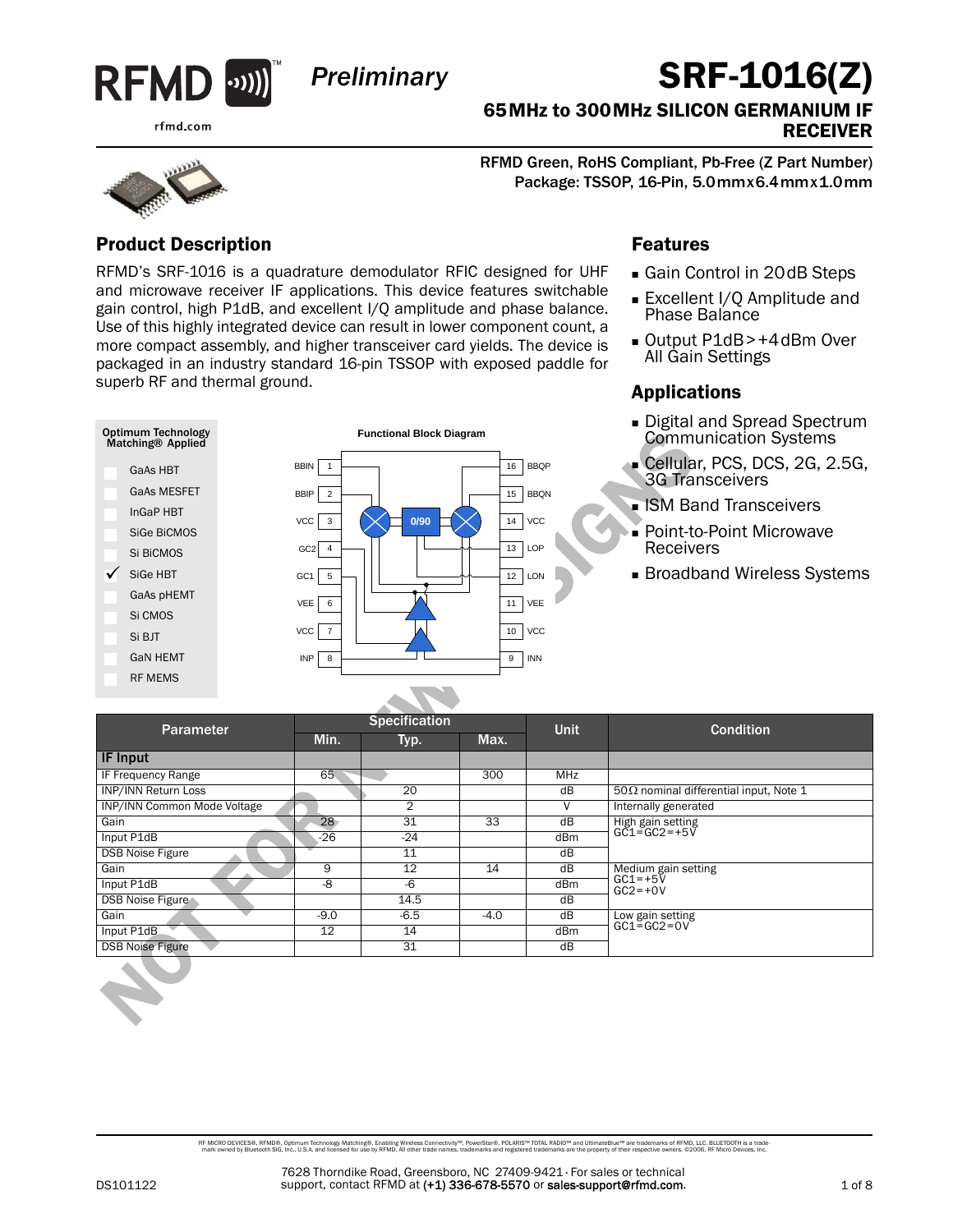Preliminary

# SRF-1016(Z)

## 65MHz to 300MHz SILICON GERMANIUM IF RECEIVER

RFMD Green, RoHS Compliant, Pb-Free (Z Part Number)
Package: TSSOP, 16-Pin, 5.0mmx6.4mmx1.0mm

## Product Description

RFMD's SRF-1016 is a quadrature demodulator RFIC designed for UHF and microwave receiver IF applications. This device features switchable gain control, high P1dB, and excellent I/Q amplitude and phase balance. Use of this highly integrated device can result in lower component count, a more compact assembly, and higher transceiver card yields. The device is packaged in an industry standard 16-pin TSSOP with exposed paddle for superb RF and thermal ground.

## Features

- Gain Control in 20dB Steps
- Excellent I/Q Amplitude and Phase Balance
- Output P1dB>+4dBm Over All Gain Settings

## Applications

- Digital and Spread Spectrum Communication Systems
- Cellular, PCS, DCS, 2G, 2.5G, 3G Transceivers
- ISM Band Transceivers
- Point-to-Point Microwave Receivers
- Broadband Wireless Systems

**Optimum Technology Matching® Applied**

- ☐ GaAs HBT
- ☐ GaAs MESFET
- ☐ InGaP HBT
- ☐ SiGe BiCMOS
- ☐ Si BiCMOS
- ☑ SiGe HBT
- ☐ GaAs pHEMT
- ☐ Si CMOS
- ☐ Si BJT
- ☐ GaN HEMT
- ☐ RF MEMS

**Functional Block Diagram**

| Pin | Name | Pin | Name |
|---|---|---|---|
| 1 | BBIN | 16 | BBQP |
| 2 | BBIP | 15 | BBQN |
| 3 | VCC | 14 | VCC |
| 4 | GC2 | 13 | LOP |
| 5 | GC1 | 12 | LON |
| 6 | VEE | 11 | VEE |
| 7 | VCC | 10 | VCC |
| 8 | INP | 9 | INN |

| Parameter | Specification | | | Unit | Condition |
|---|---|---|---|---|---|
| | Min. | Typ. | Max. | | |
| **IF Input** | | | | | |
| IF Frequency Range | 65 | | 300 | MHz | |
| INP/INN Return Loss | | 20 | | dB | 50Ω nominal differential input, Note 1 |
| INP/INN Common Mode Voltage | | 2 | | V | Internally generated |
| Gain | 28 | 31 | 33 | dB | High gain setting GC1=GC2=+5V |
| Input P1dB | -26 | -24 | | dBm | |
| DSB Noise Figure | | 11 | | dB | |
| Gain | 9 | 12 | 14 | dB | Medium gain setting GC1=+5V GC2=+0V |
| Input P1dB | -8 | -6 | | dBm | |
| DSB Noise Figure | | 14.5 | | dB | |
| Gain | -9.0 | -6.5 | -4.0 | dB | Low gain setting GC1=GC2=0V |
| Input P1dB | 12 | 14 | | dBm | |
| DSB Noise Figure | | 31 | | dB | |

RF MICRO DEVICES®, RFMD®, Optimum Technology Matching®, Enabling Wireless Connectivity™, PowerStar®, POLARIS™ TOTAL RADIO™ and UltimateBlue™ are trademarks of RFMD, LLC. BLUETOOTH is a trademark owned by Bluetooth SIG, Inc., U.S.A. and licensed for use by RFMD. All other trade names, trademarks and registered trademarks are the property of their respective owners. ©2006, RF Micro Devices, Inc.

DS101122

7628 Thorndike Road, Greensboro, NC 27409-9421 · For sales or technical support, contact RFMD at (+1) 336-678-5570 or sales-support@rfmd.com.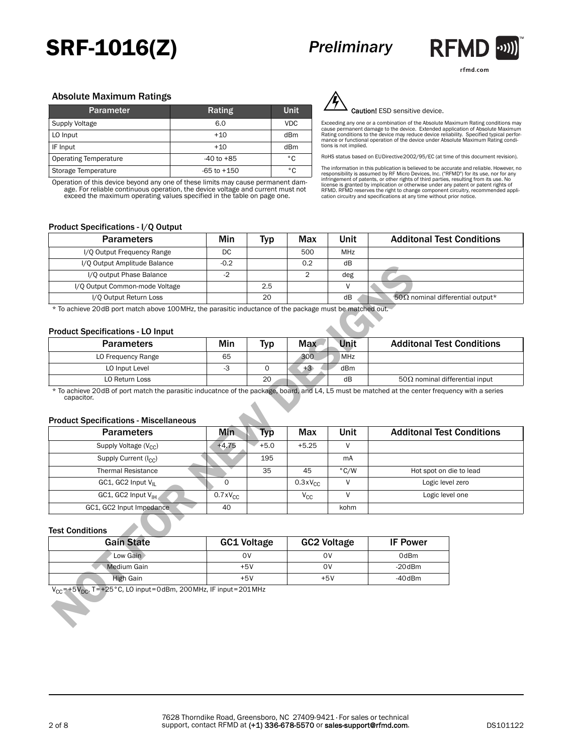# SRF-1016(Z)

*Preliminary*

## Absolute Maximum Ratings

| Parameter | Rating | Unit |
|---|---|---|
| Supply Voltage | 6.0 | VDC |
| LO Input | +10 | dBm |
| IF Input | +10 | dBm |
| Operating Temperature | -40 to +85 | °C |
| Storage Temperature | -65 to +150 | °C |

Operation of this device beyond any one of these limits may cause permanent damage. For reliable continuous operation, the device voltage and current must not exceed the maximum operating values specified in the table on page one.

**Caution!** ESD sensitive device.

Exceeding any one or a combination of the Absolute Maximum Rating conditions may cause permanent damage to the device. Extended application of Absolute Maximum Rating conditions to the device may reduce device reliability. Specified typical performance or functional operation of the device under Absolute Maximum Rating conditions is not implied.

RoHS status based on EUDirective2002/95/EC (at time of this document revision).

The information in this publication is believed to be accurate and reliable. However, no responsibility is assumed by RF Micro Devices, Inc. ("RFMD") for its use, nor for any infringement of patents, or other rights of third parties, resulting from its use. No license is granted by implication or otherwise under any patent or patent rights of RFMD. RFMD reserves the right to change component circuitry, recommended application circuitry and specifications at any time without prior notice.

NOT FOR NEW DESIGNS

### Product Specifications - I/Q Output

| Parameters | Min | Typ | Max | Unit | Additonal Test Conditions |
|---|---|---|---|---|---|
| I/Q Output Frequency Range | DC | | 500 | MHz | |
| I/Q Output Amplitude Balance | -0.2 | | 0.2 | dB | |
| I/Q output Phase Balance | -2 | | 2 | deg | |
| I/Q Output Common-mode Voltage | | 2.5 | | V | |
| I/Q Output Return Loss | | 20 | | dB | 50Ω nominal differential output* |

* To achieve 20dB port match above 100MHz, the parasitic inductance of the package must be matched out.

### Product Specifications - LO Input

| Parameters | Min | Typ | Max | Unit | Additonal Test Conditions |
|---|---|---|---|---|---|
| LO Frequency Range | 65 | | 300 | MHz | |
| LO Input Level | -3 | 0 | +3 | dBm | |
| LO Return Loss | | 20 | | dB | 50Ω nominal differential input |

* To achieve 20dB of port match the parasitic inducatnce of the package, board, and L4, L5 must be matched at the center frequency with a series capacitor.

### Product Specifications - Miscellaneous

| Parameters | Min | Typ | Max | Unit | Additonal Test Conditions |
|---|---|---|---|---|---|
| Supply Voltage ($V_{CC}$) | +4.75 | +5.0 | +5.25 | V | |
| Supply Current ($I_{CC}$) | | 195 | | mA | |
| Thermal Resistance | | 35 | 45 | °C/W | Hot spot on die to lead |
| GC1, GC2 Input $V_{IL}$ | 0 | | $0.3xV_{CC}$ | V | Logic level zero |
| GC1, GC2 Input $V_{IH}$ | $0.7xV_{CC}$ | | $V_{CC}$ | V | Logic level one |
| GC1, GC2 Input Impedance | 40 | | | kohm | |

### Test Conditions

| Gain State | GC1 Voltage | GC2 Voltage | IF Power |
|---|---|---|---|
| Low Gain | 0V | 0V | 0dBm |
| Medium Gain | +5V | 0V | -20dBm |
| High Gain | +5V | +5V | -40dBm |

$V_{CC}$=+5$V_{DC}$, T=+25°C, LO input=0dBm, 200MHz, IF input=201MHz

7628 Thorndike Road, Greensboro, NC 27409-9421 · For sales or technical support, contact RFMD at (+1) 336-678-5570 or sales-support@rfmd.com.

DS101122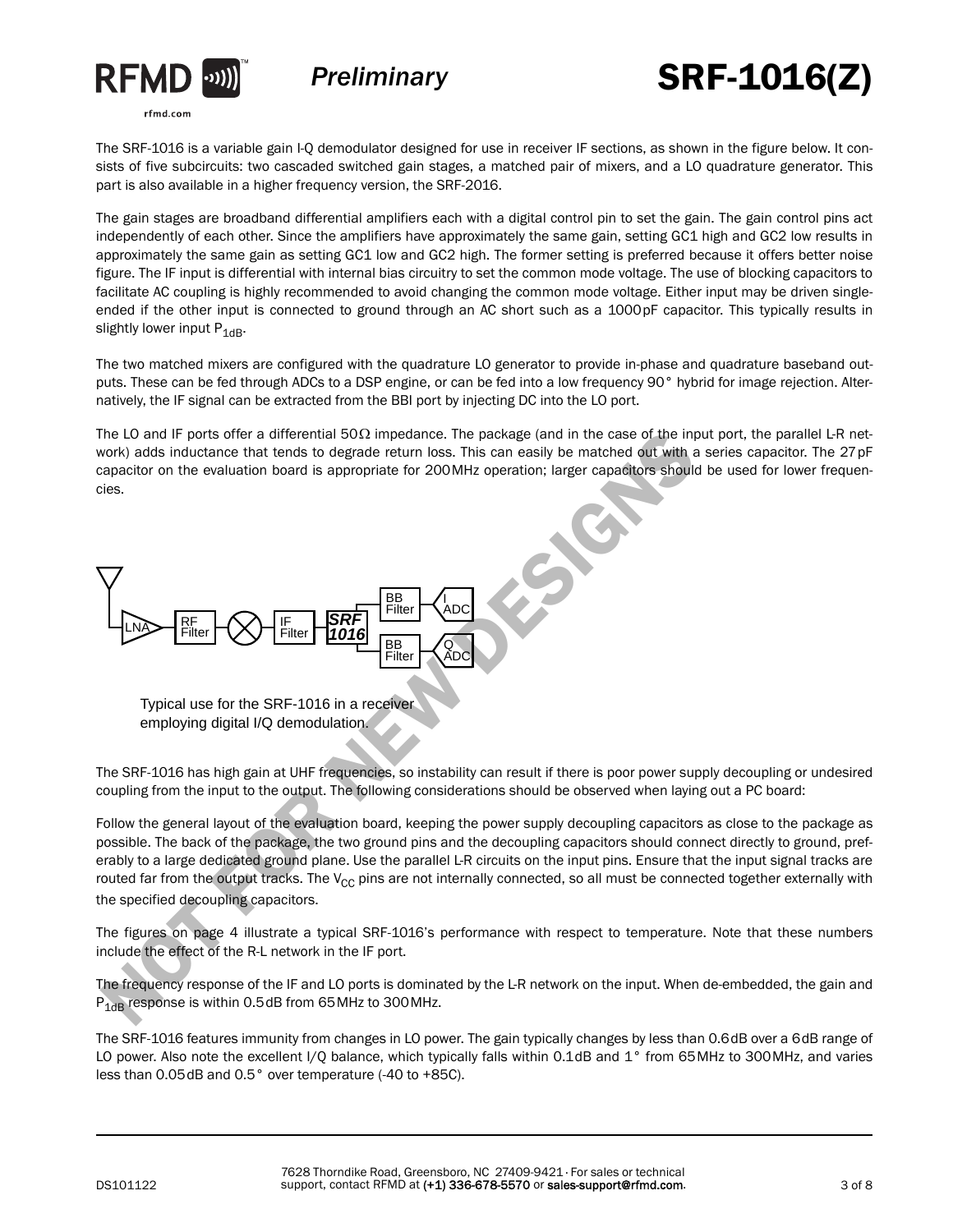The SRF-1016 is a variable gain I-Q demodulator designed for use in receiver IF sections, as shown in the figure below. It consists of five subcircuits: two cascaded switched gain stages, a matched pair of mixers, and a LO quadrature generator. This part is also available in a higher frequency version, the SRF-2016.

The gain stages are broadband differential amplifiers each with a digital control pin to set the gain. The gain control pins act independently of each other. Since the amplifiers have approximately the same gain, setting GC1 high and GC2 low results in approximately the same gain as setting GC1 low and GC2 high. The former setting is preferred because it offers better noise figure. The IF input is differential with internal bias circuitry to set the common mode voltage. The use of blocking capacitors to facilitate AC coupling is highly recommended to avoid changing the common mode voltage. Either input may be driven single-ended if the other input is connected to ground through an AC short such as a 1000pF capacitor. This typically results in slightly lower input $P_{1dB}$.

The two matched mixers are configured with the quadrature LO generator to provide in-phase and quadrature baseband outputs. These can be fed through ADCs to a DSP engine, or can be fed into a low frequency 90° hybrid for image rejection. Alternatively, the IF signal can be extracted from the BBI port by injecting DC into the LO port.

The LO and IF ports offer a differential 50Ω impedance. The package (and in the case of the input port, the parallel L-R network) adds inductance that tends to degrade return loss. This can easily be matched out with a series capacitor. The 27pF capacitor on the evaluation board is appropriate for 200MHz operation; larger capacitors should be used for lower frequencies.

LNA → RF Filter → Mixer → IF Filter → SRF 1016 → BB Filter → I ADC / BB Filter → Q ADC

Typical use for the SRF-1016 in a receiver employing digital I/Q demodulation.

The SRF-1016 has high gain at UHF frequencies, so instability can result if there is poor power supply decoupling or undesired coupling from the input to the output. The following considerations should be observed when laying out a PC board:

Follow the general layout of the evaluation board, keeping the power supply decoupling capacitors as close to the package as possible. The back of the package, the two ground pins and the decoupling capacitors should connect directly to ground, preferably to a large dedicated ground plane. Use the parallel L-R circuits on the input pins. Ensure that the input signal tracks are routed far from the output tracks. The $V_{CC}$ pins are not internally connected, so all must be connected together externally with the specified decoupling capacitors.

The figures on page 4 illustrate a typical SRF-1016's performance with respect to temperature. Note that these numbers include the effect of the R-L network in the IF port.

The frequency response of the IF and LO ports is dominated by the L-R network on the input. When de-embedded, the gain and $P_{1dB}$ response is within 0.5dB from 65MHz to 300MHz.

The SRF-1016 features immunity from changes in LO power. The gain typically changes by less than 0.6dB over a 6dB range of LO power. Also note the excellent I/Q balance, which typically falls within 0.1dB and 1° from 65MHz to 300MHz, and varies less than 0.05dB and 0.5° over temperature (-40 to +85C).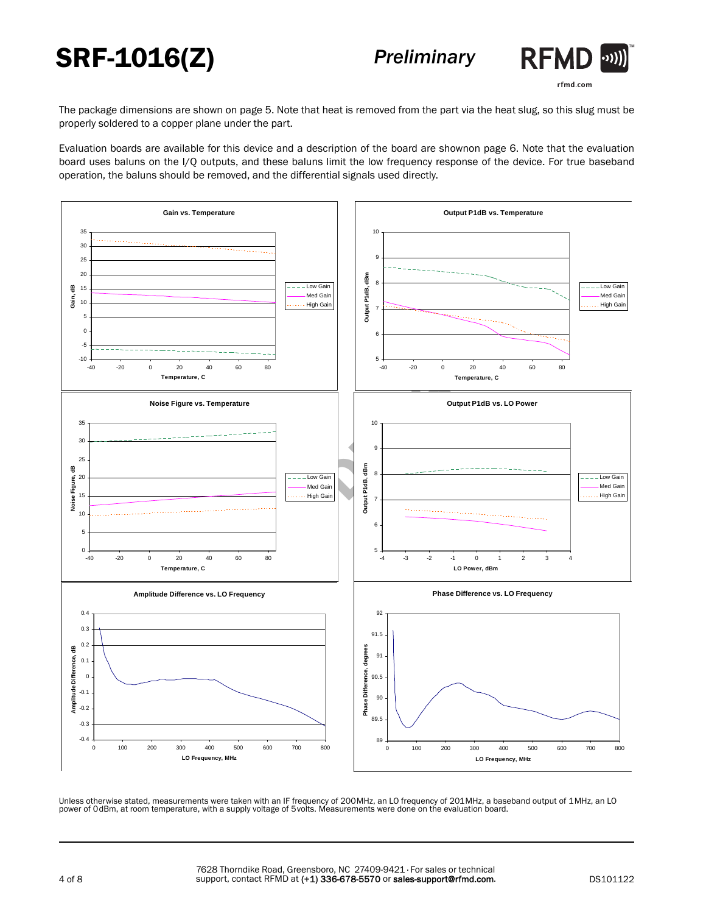The package dimensions are shown on page 5. Note that heat is removed from the part via the heat slug, so this slug must be properly soldered to a copper plane under the part.

Evaluation boards are available for this device and a description of the board are shownon page 6. Note that the evaluation board uses baluns on the I/Q outputs, and these baluns limit the low frequency response of the device. For true baseband operation, the baluns should be removed, and the differential signals used directly.

**Gain vs. Temperature**

**Output P1dB vs. Temperature**

**Noise Figure vs. Temperature**

**Output P1dB vs. LO Power**

**Amplitude Difference vs. LO Frequency**

**Phase Difference vs. LO Frequency**

Unless otherwise stated, measurements were taken with an IF frequency of 200MHz, an LO frequency of 201MHz, a baseband output of 1MHz, an LO power of 0dBm, at room temperature, with a supply voltage of 5volts. Measurements were done on the evaluation board.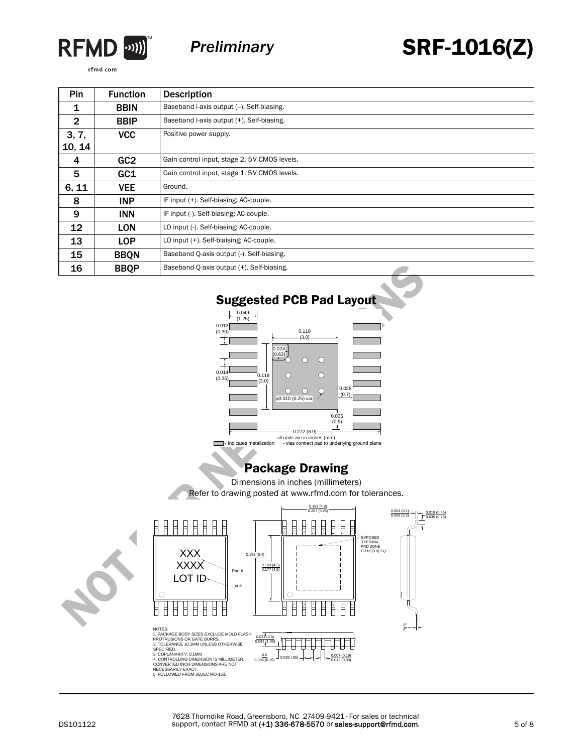| Pin | Function | Description |
|---|---|---|
| 1 | BBIN | Baseband i-axis output (–). Self-biasing. |
| 2 | BBIP | Baseband I-axis output (+). Self-biasing. |
| 3, 7, 10, 14 | VCC | Positive power supply. |
| 4 | GC2 | Gain control input, stage 2. 5V CMOS levels. |
| 5 | GC1 | Gain control input, stage 1. 5V CMOS levels. |
| 6, 11 | VEE | Ground. |
| 8 | INP | IF input (+). Self-biasing; AC-couple. |
| 9 | INN | IF input (-). Self-biasing; AC-couple. |
| 12 | LON | LO input (-). Self-biasing; AC-couple. |
| 13 | LOP | LO input (+). Self-biaising; AC-couple. |
| 15 | BBQN | Baseband Q-axis output (-). Self-biasing. |
| 16 | BBQP | Baseband Q-axis output (+). Self-biasing. |

## Suggested PCB Pad Layout

0.049 (1.25)
0.012 (0.30)
0.118 (3.0)
0.024 (0.63)
0.014 (0.35)
0.118 (3.0)
0.028 (0.7)
0.010 (0.25) via
0.035 (0.9)
0.272 (6.9)

all units are in inches (mm)

- Indicates metalization - vias connect pad to underlying ground plane

## Package Drawing

Dimensions in inches (millimeters)

Refer to drawing posted at www.rfmd.com for tolerances.

XXX
XXXX
LOT ID

Part #
Lot #

0.193 (4.9)
0.207 (5.25)
0.252 (6.4)
0.169 (4.3)
0.177 (4.5)

EXPOSED THERMAL PAD ZONE 0.118 (3.0) SQ.

0.004 (0.1)
0.008 (0.2)
0.018 (0.45)
0.030 (0.75)
0°
8°

0.031 (0.8)
0.041 (1.05)
0.0
0.006 (0.15)
0.026 (.65)
0.007 (0.19)
0.012 (0.30)

NOTES:
1. PACKAGE BODY SIZES EXCLUDE MOLD FLASH PROTRUSIONS OR GATE BURRS.
2. TOLERANCE ±0.1MM UNLESS OTHERWISE SPECIFIED.
3. COPLANARITY: 0.1MM
4. CONTROLLING DIMENSION IS MILLIMETER, CONVERTED INCH DIMENSIONS ARE NOT NECESSARILY EXACT.
5. FOLLOWED FROM JEDEC MO-153.

7628 Thorndike Road, Greensboro, NC 27409-9421 · For sales or technical support, contact RFMD at (+1) 336-678-5570 or sales-support@rfmd.com.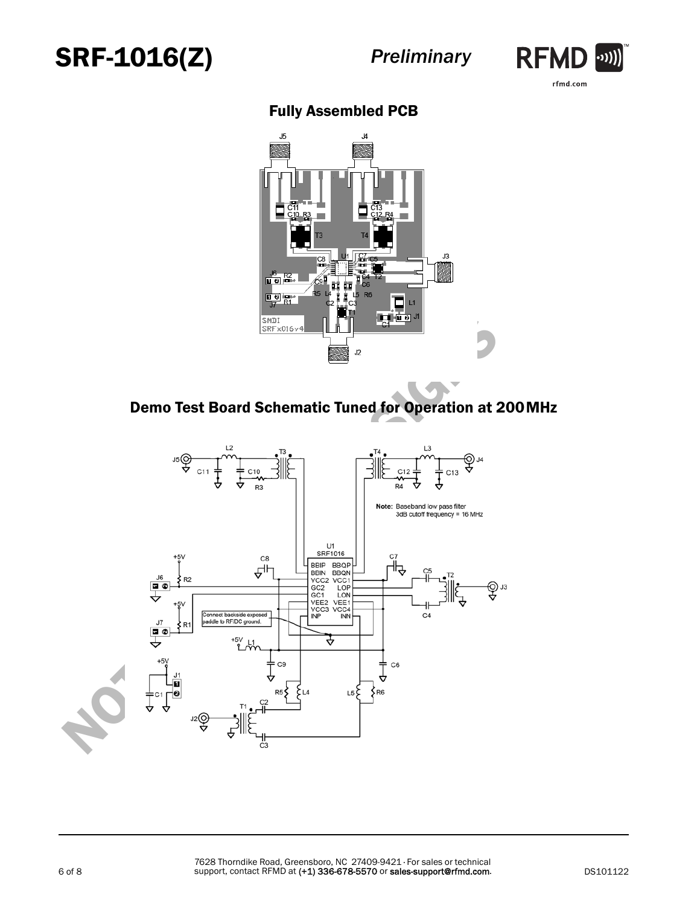## Fully Assembled PCB

## Demo Test Board Schematic Tuned for Operation at 200MHz

Note: Baseband low pass filter 3dB cutoff frequency = 16 MHz

Connect backside exposed paddle to RF/DC ground.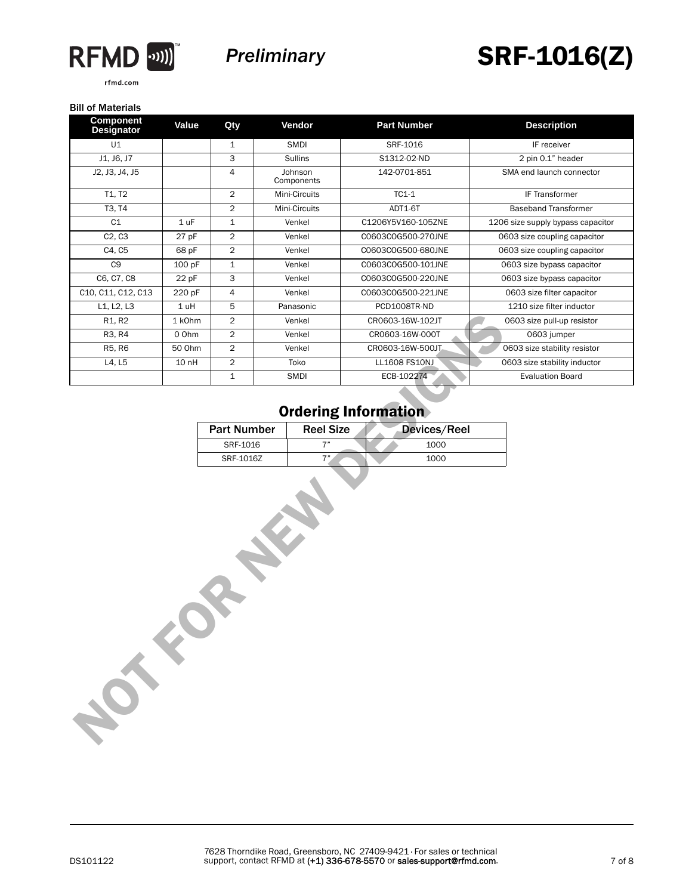### Bill of Materials

| Component Designator | Value | Qty | Vendor | Part Number | Description |
|---|---|---|---|---|---|
| U1 | | 1 | SMDI | SRF-1016 | IF receiver |
| J1, J6, J7 | | 3 | Sullins | S1312-02-ND | 2 pin 0.1" header |
| J2, J3, J4, J5 | | 4 | Johnson Components | 142-0701-851 | SMA end launch connector |
| T1, T2 | | 2 | Mini-Circuits | TC1-1 | IF Transformer |
| T3, T4 | | 2 | Mini-Circuits | ADT1-6T | Baseband Transformer |
| C1 | 1 uF | 1 | Venkel | C1206Y5V160-105ZNE | 1206 size supply bypass capacitor |
| C2, C3 | 27 pF | 2 | Venkel | C0603COG500-270JNE | 0603 size coupling capacitor |
| C4, C5 | 68 pF | 2 | Venkel | C0603COG500-680JNE | 0603 size coupling capacitor |
| C9 | 100 pF | 1 | Venkel | C0603COG500-101JNE | 0603 size bypass capacitor |
| C6, C7, C8 | 22 pF | 3 | Venkel | C0603COG500-220JNE | 0603 size bypass capacitor |
| C10, C11, C12, C13 | 220 pF | 4 | Venkel | C0603COG500-221JNE | 0603 size filter capacitor |
| L1, L2, L3 | 1 uH | 5 | Panasonic | PCD1008TR-ND | 1210 size filter inductor |
| R1, R2 | 1 kOhm | 2 | Venkel | CR0603-16W-102JT | 0603 size pull-up resistor |
| R3, R4 | 0 Ohm | 2 | Venkel | CR0603-16W-000T | 0603 jumper |
| R5, R6 | 50 Ohm | 2 | Venkel | CR0603-16W-500JT | 0603 size stability resistor |
| L4, L5 | 10 nH | 2 | Toko | LL1608 FS10NJ | 0603 size stability inductor |
| | | 1 | SMDI | ECB-102274 | Evaluation Board |

## Ordering Information

| Part Number | Reel Size | Devices/Reel |
|---|---|---|
| SRF-1016 | 7" | 1000 |
| SRF-1016Z | 7" | 1000 |

NOT FOR NEW DESIGNS